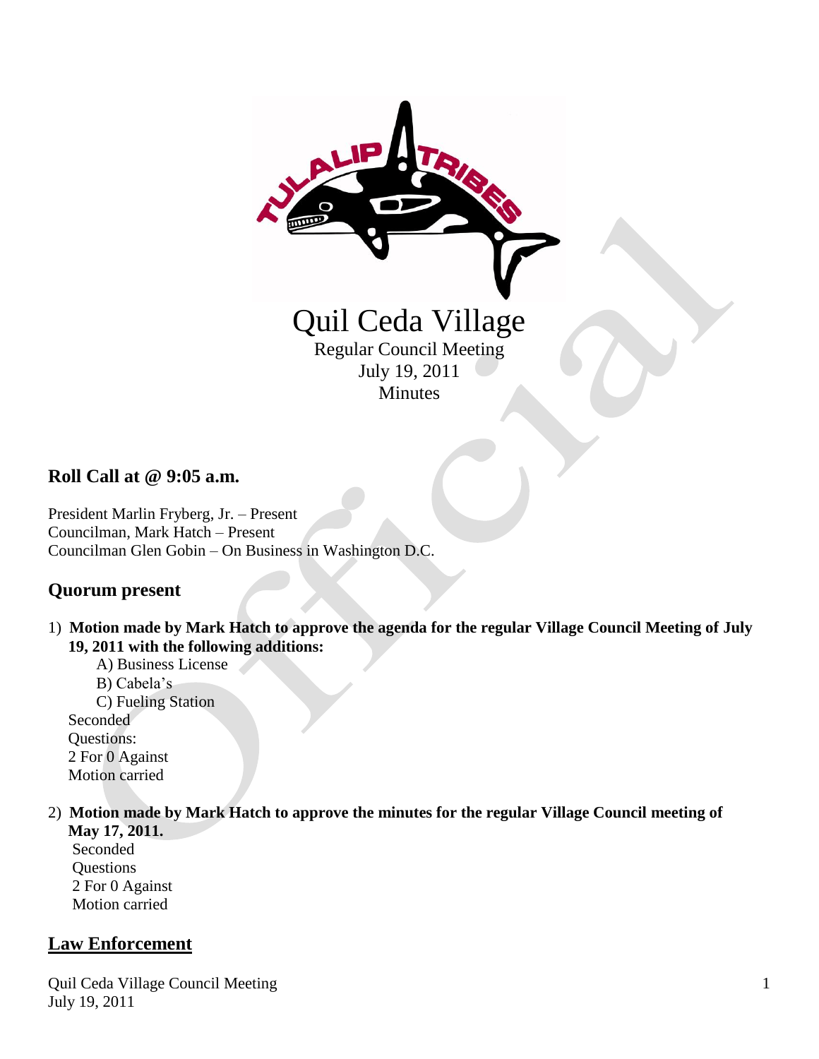# Quil Ceda Village

Regular Council Meeting
July 19, 2011
Minutes

## Roll Call at @ 9:05 a.m.

President Marlin Fryberg, Jr. – Present
Councilman, Mark Hatch – Present
Councilman Glen Gobin – On Business in Washington D.C.

## Quorum present

1) **Motion made by Mark Hatch to approve the agenda for the regular Village Council Meeting of July 19, 2011 with the following additions:**
   A) Business License
   B) Cabela's
   C) Fueling Station
   Seconded
   Questions:
   2 For 0 Against
   Motion carried

2) **Motion made by Mark Hatch to approve the minutes for the regular Village Council meeting of May 17, 2011.**
   Seconded
   Questions
   2 For 0 Against
   Motion carried

## Law Enforcement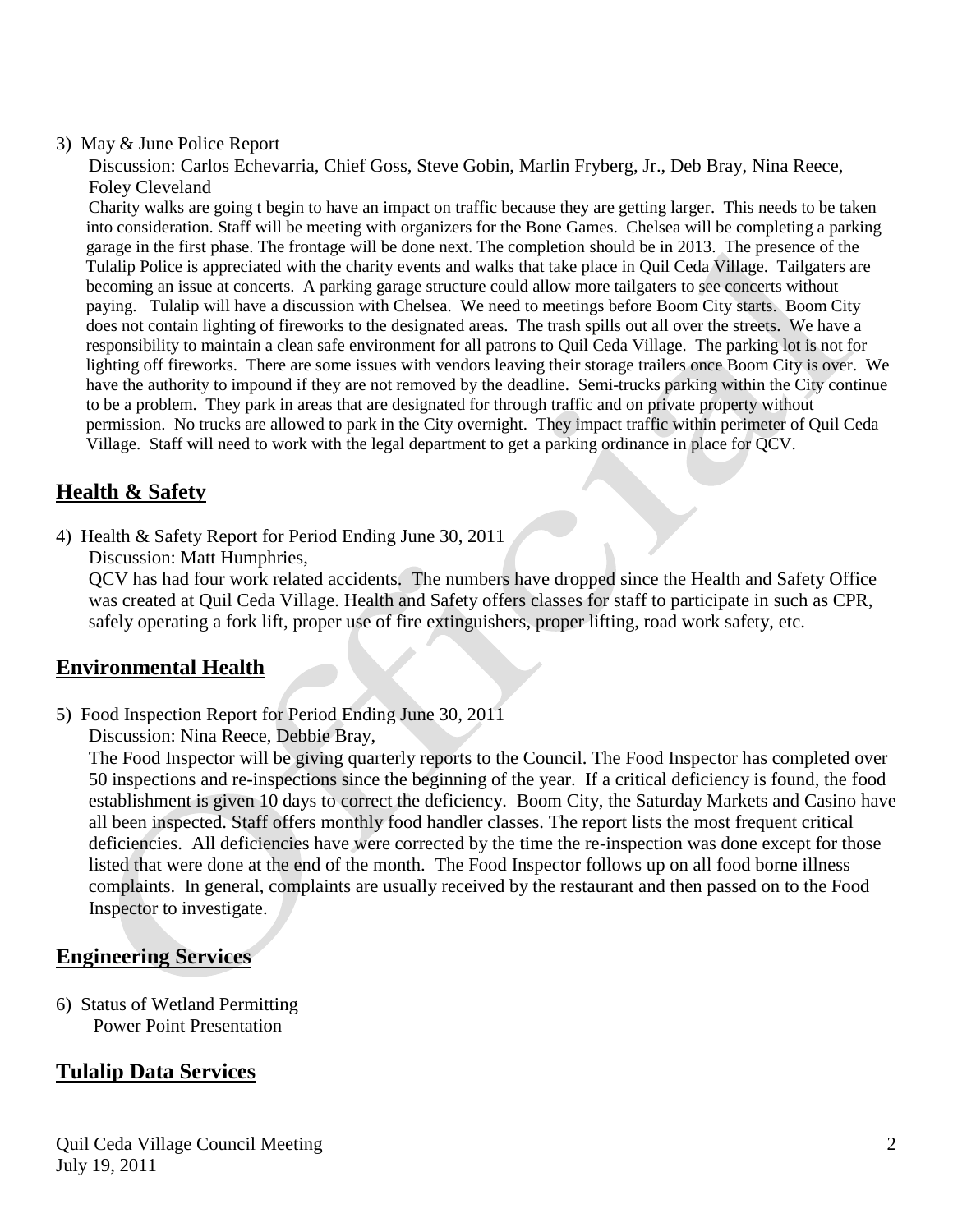3) May & June Police Report

Discussion: Carlos Echevarria, Chief Goss, Steve Gobin, Marlin Fryberg, Jr., Deb Bray, Nina Reece, Foley Cleveland

Charity walks are going t begin to have an impact on traffic because they are getting larger. This needs to be taken into consideration. Staff will be meeting with organizers for the Bone Games. Chelsea will be completing a parking garage in the first phase. The frontage will be done next. The completion should be in 2013. The presence of the Tulalip Police is appreciated with the charity events and walks that take place in Quil Ceda Village. Tailgaters are becoming an issue at concerts. A parking garage structure could allow more tailgaters to see concerts without paying. Tulalip will have a discussion with Chelsea. We need to meetings before Boom City starts. Boom City does not contain lighting of fireworks to the designated areas. The trash spills out all over the streets. We have a responsibility to maintain a clean safe environment for all patrons to Quil Ceda Village. The parking lot is not for lighting off fireworks. There are some issues with vendors leaving their storage trailers once Boom City is over. We have the authority to impound if they are not removed by the deadline. Semi-trucks parking within the City continue to be a problem. They park in areas that are designated for through traffic and on private property without permission. No trucks are allowed to park in the City overnight. They impact traffic within perimeter of Quil Ceda Village. Staff will need to work with the legal department to get a parking ordinance in place for QCV.

## Health & Safety

4) Health & Safety Report for Period Ending June 30, 2011

Discussion: Matt Humphries,

QCV has had four work related accidents. The numbers have dropped since the Health and Safety Office was created at Quil Ceda Village. Health and Safety offers classes for staff to participate in such as CPR, safely operating a fork lift, proper use of fire extinguishers, proper lifting, road work safety, etc.

## Environmental Health

5) Food Inspection Report for Period Ending June 30, 2011

Discussion: Nina Reece, Debbie Bray,

The Food Inspector will be giving quarterly reports to the Council. The Food Inspector has completed over 50 inspections and re-inspections since the beginning of the year. If a critical deficiency is found, the food establishment is given 10 days to correct the deficiency. Boom City, the Saturday Markets and Casino have all been inspected. Staff offers monthly food handler classes. The report lists the most frequent critical deficiencies. All deficiencies have were corrected by the time the re-inspection was done except for those listed that were done at the end of the month. The Food Inspector follows up on all food borne illness complaints. In general, complaints are usually received by the restaurant and then passed on to the Food Inspector to investigate.

## Engineering Services

6) Status of Wetland Permitting

Power Point Presentation

## Tulalip Data Services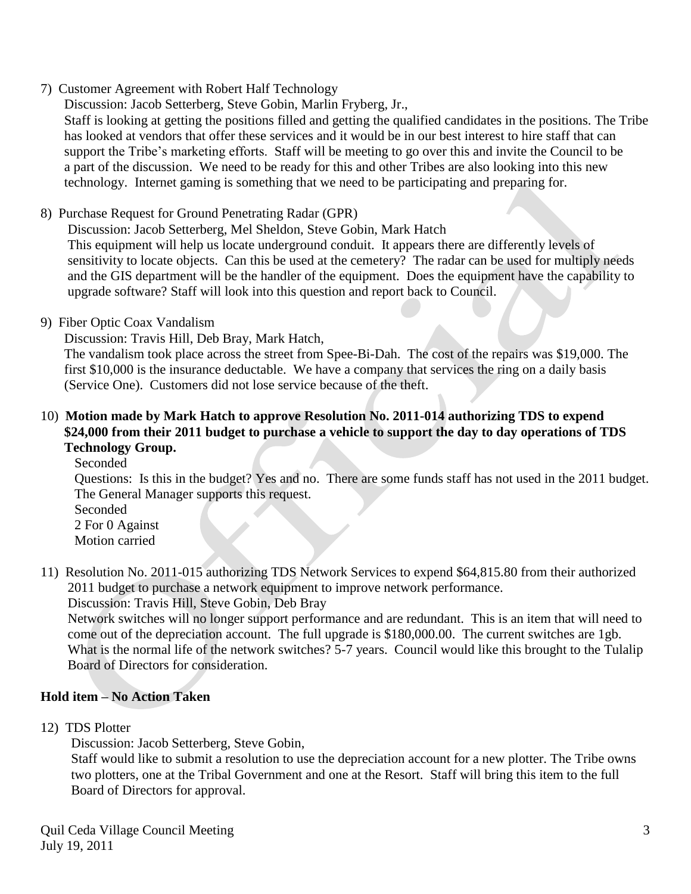7) Customer Agreement with Robert Half Technology

Discussion: Jacob Setterberg, Steve Gobin, Marlin Fryberg, Jr.,

Staff is looking at getting the positions filled and getting the qualified candidates in the positions. The Tribe has looked at vendors that offer these services and it would be in our best interest to hire staff that can support the Tribe's marketing efforts. Staff will be meeting to go over this and invite the Council to be a part of the discussion. We need to be ready for this and other Tribes are also looking into this new technology. Internet gaming is something that we need to be participating and preparing for.

8) Purchase Request for Ground Penetrating Radar (GPR)

Discussion: Jacob Setterberg, Mel Sheldon, Steve Gobin, Mark Hatch

This equipment will help us locate underground conduit. It appears there are differently levels of sensitivity to locate objects. Can this be used at the cemetery? The radar can be used for multiply needs and the GIS department will be the handler of the equipment. Does the equipment have the capability to upgrade software? Staff will look into this question and report back to Council.

9) Fiber Optic Coax Vandalism

Discussion: Travis Hill, Deb Bray, Mark Hatch,

The vandalism took place across the street from Spee-Bi-Dah. The cost of the repairs was $19,000. The first $10,000 is the insurance deductable. We have a company that services the ring on a daily basis (Service One). Customers did not lose service because of the theft.

10) **Motion made by Mark Hatch to approve Resolution No. 2011-014 authorizing TDS to expend $24,000 from their 2011 budget to purchase a vehicle to support the day to day operations of TDS Technology Group.**

Seconded

Questions: Is this in the budget? Yes and no. There are some funds staff has not used in the 2011 budget. The General Manager supports this request.

Seconded

2 For 0 Against

Motion carried

11) Resolution No. 2011-015 authorizing TDS Network Services to expend $64,815.80 from their authorized 2011 budget to purchase a network equipment to improve network performance.

Discussion: Travis Hill, Steve Gobin, Deb Bray

Network switches will no longer support performance and are redundant. This is an item that will need to come out of the depreciation account. The full upgrade is $180,000.00. The current switches are 1gb. What is the normal life of the network switches? 5-7 years. Council would like this brought to the Tulalip Board of Directors for consideration.

**Hold item – No Action Taken**

12) TDS Plotter

Discussion: Jacob Setterberg, Steve Gobin,

Staff would like to submit a resolution to use the depreciation account for a new plotter. The Tribe owns two plotters, one at the Tribal Government and one at the Resort. Staff will bring this item to the full Board of Directors for approval.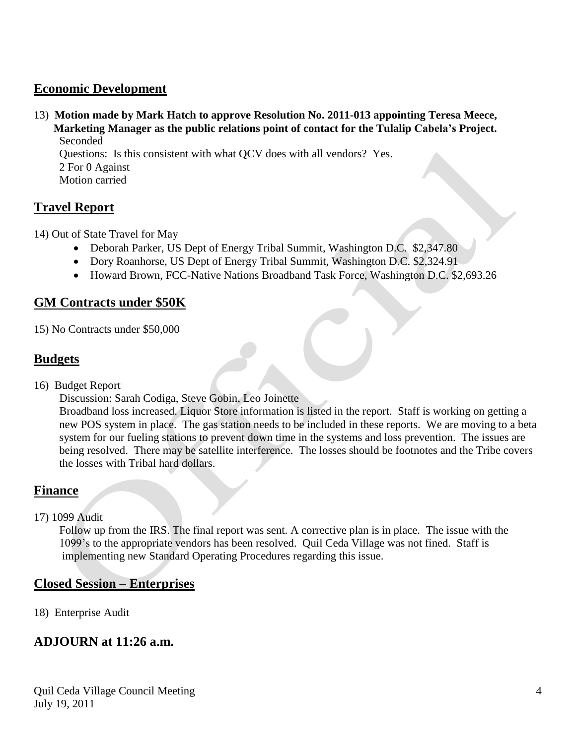## Economic Development

13) **Motion made by Mark Hatch to approve Resolution No. 2011-013 appointing Teresa Meece, Marketing Manager as the public relations point of contact for the Tulalip Cabela's Project.**
Seconded
Questions: Is this consistent with what QCV does with all vendors? Yes.
2 For 0 Against
Motion carried

## Travel Report

14) Out of State Travel for May

- Deborah Parker, US Dept of Energy Tribal Summit, Washington D.C. $2,347.80
- Dory Roanhorse, US Dept of Energy Tribal Summit, Washington D.C. $2,324.91
- Howard Brown, FCC-Native Nations Broadband Task Force, Washington D.C. $2,693.26

## GM Contracts under $50K

15) No Contracts under $50,000

## Budgets

16) Budget Report
Discussion: Sarah Codiga, Steve Gobin, Leo Joinette
Broadband loss increased. Liquor Store information is listed in the report. Staff is working on getting a new POS system in place. The gas station needs to be included in these reports. We are moving to a beta system for our fueling stations to prevent down time in the systems and loss prevention. The issues are being resolved. There may be satellite interference. The losses should be footnotes and the Tribe covers the losses with Tribal hard dollars.

## Finance

17) 1099 Audit
Follow up from the IRS. The final report was sent. A corrective plan is in place. The issue with the 1099's to the appropriate vendors has been resolved. Quil Ceda Village was not fined. Staff is implementing new Standard Operating Procedures regarding this issue.

## Closed Session – Enterprises

18) Enterprise Audit

## ADJOURN at 11:26 a.m.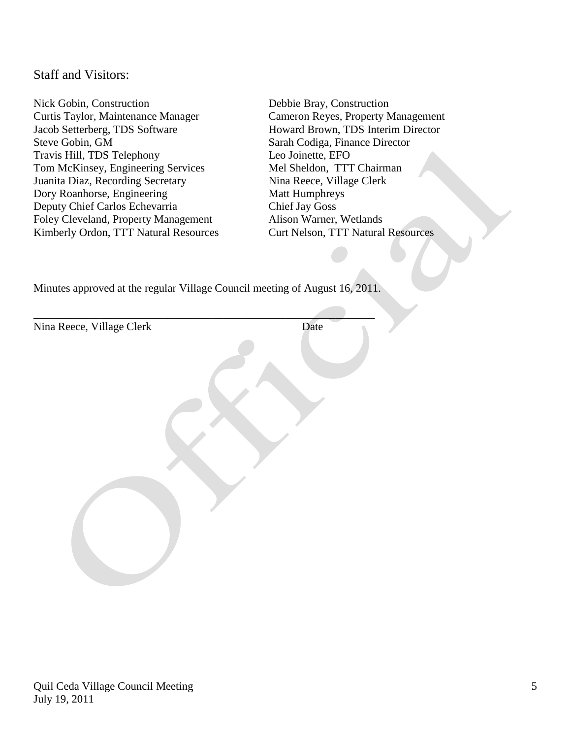Staff and Visitors:

Nick Gobin, Construction
Curtis Taylor, Maintenance Manager
Jacob Setterberg, TDS Software
Steve Gobin, GM
Travis Hill, TDS Telephony
Tom McKinsey, Engineering Services
Juanita Diaz, Recording Secretary
Dory Roanhorse, Engineering
Deputy Chief Carlos Echevarria
Foley Cleveland, Property Management
Kimberly Ordon, TTT Natural Resources
Debbie Bray, Construction
Cameron Reyes, Property Management
Howard Brown, TDS Interim Director
Sarah Codiga, Finance Director
Leo Joinette, EFO
Mel Sheldon, TTT Chairman
Nina Reece, Village Clerk
Matt Humphreys
Chief Jay Goss
Alison Warner, Wetlands
Curt Nelson, TTT Natural Resources

Minutes approved at the regular Village Council meeting of August 16, 2011.

_______________________________________________________________

Nina Reece, Village Clerk                                        Date